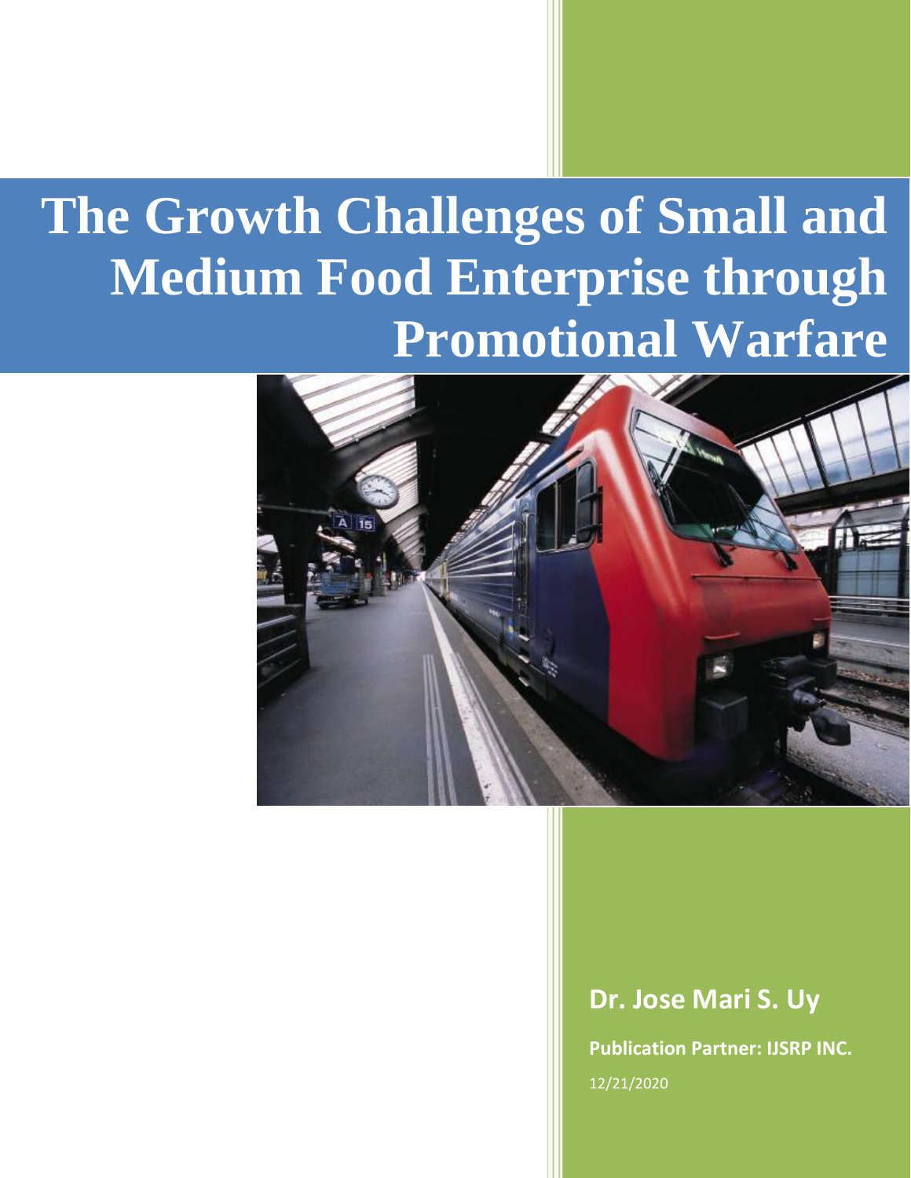# The Growth Challenges of Small and Medium Food Enterprise through Promotional Warfare

**Dr. Jose Mari S. Uy**

**Publication Partner: IJSRP INC.**

12/21/2020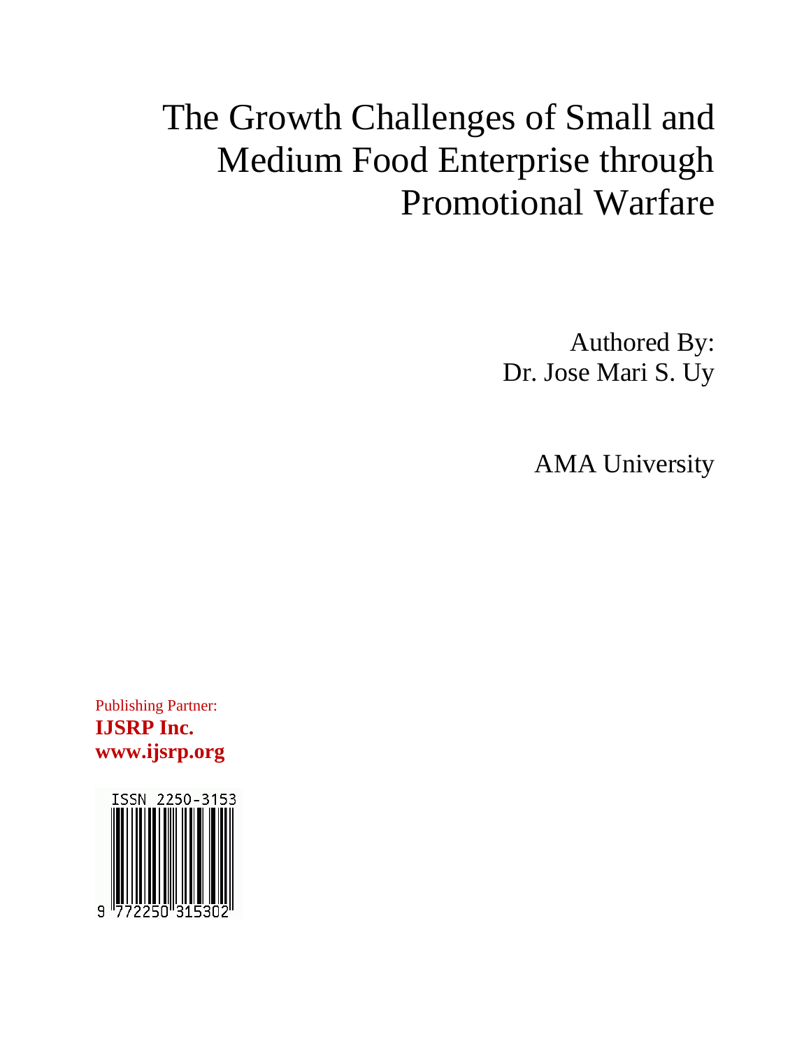# The Growth Challenges of Small and Medium Food Enterprise through Promotional Warfare

Authored By:
Dr. Jose Mari S. Uy

AMA University

Publishing Partner:
**IJSRP Inc.**
**www.ijsrp.org**

ISSN 2250-3153

9 772250 315302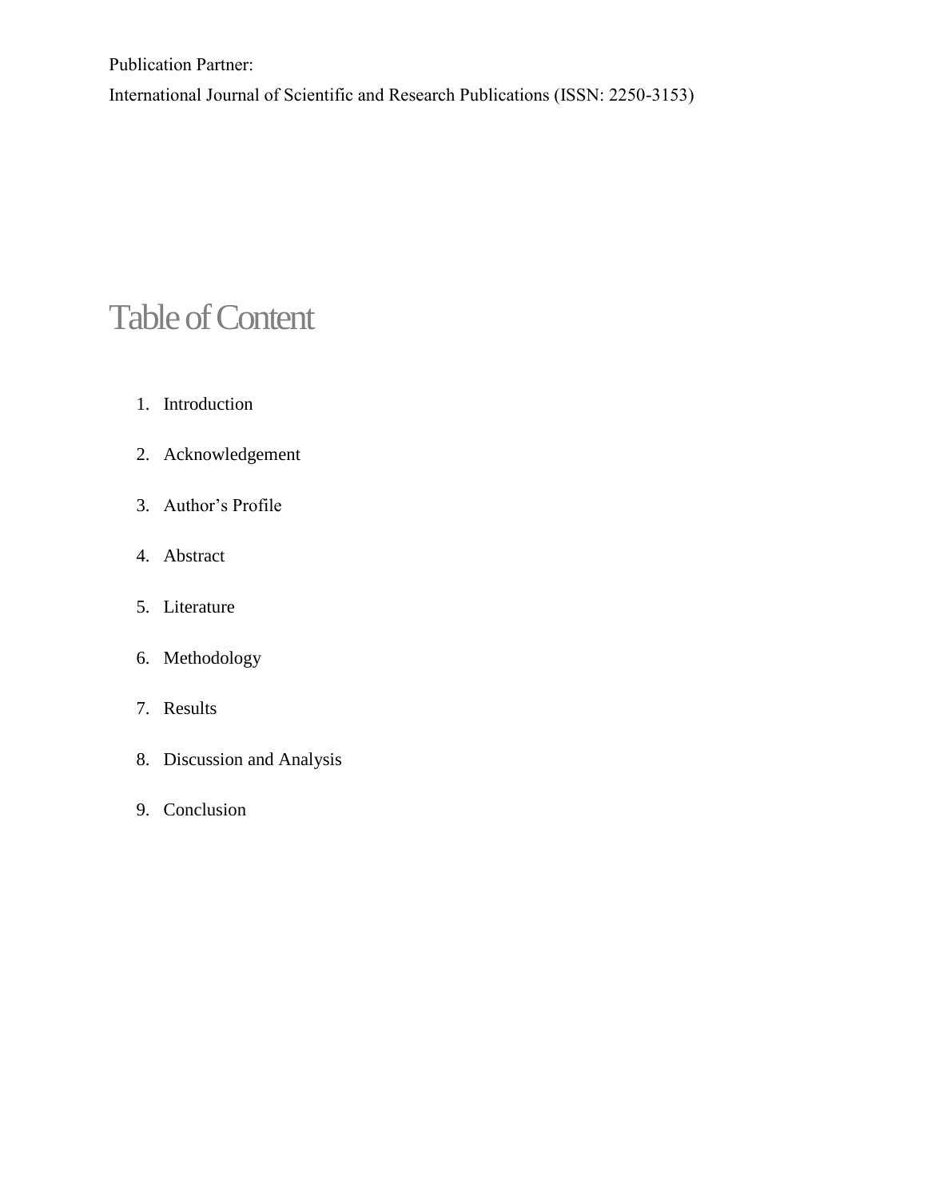Publication Partner:

International Journal of Scientific and Research Publications (ISSN: 2250-3153)

# Table of Content

1. Introduction
2. Acknowledgement
3. Author's Profile
4. Abstract
5. Literature
6. Methodology
7. Results
8. Discussion and Analysis
9. Conclusion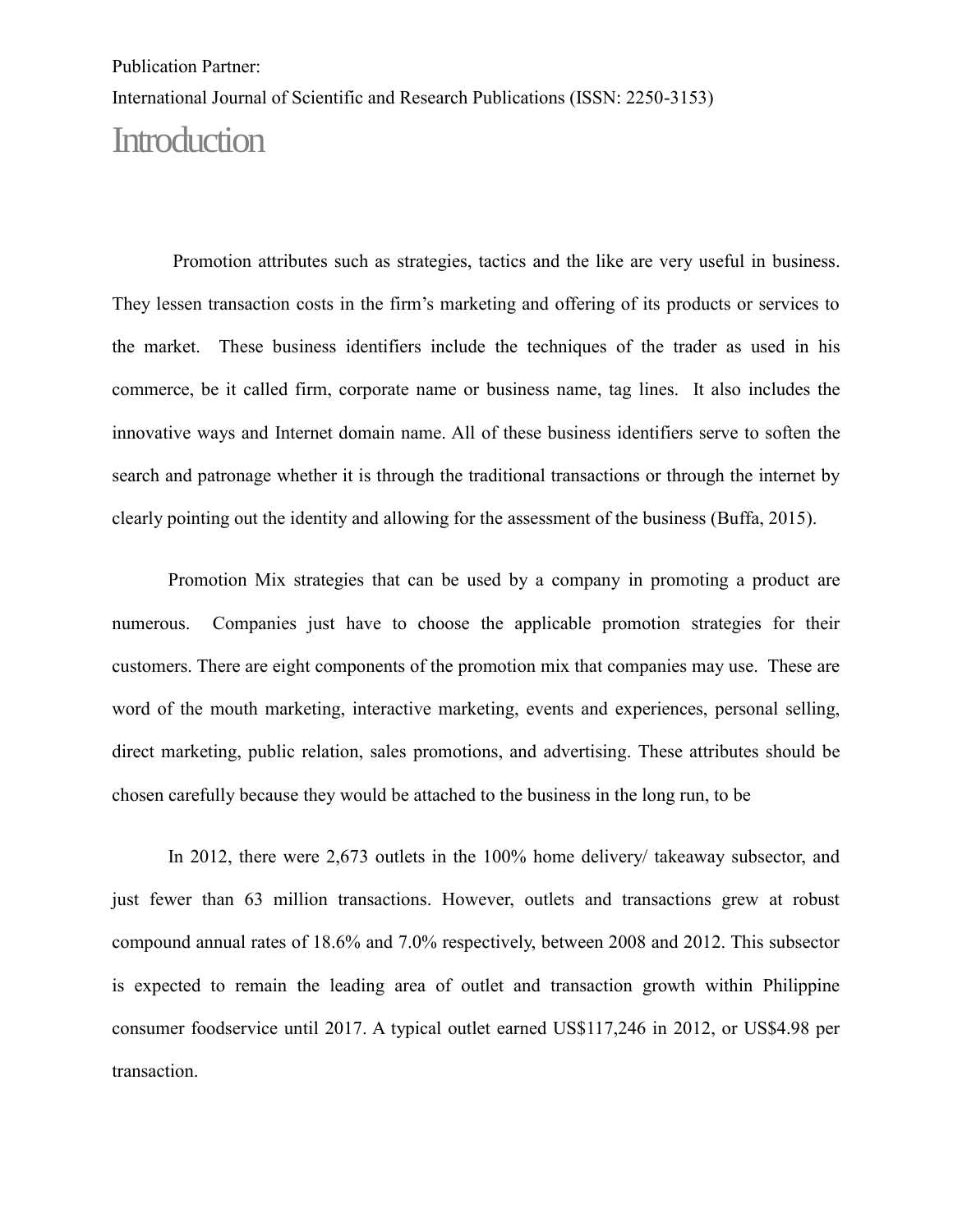Publication Partner:

International Journal of Scientific and Research Publications (ISSN: 2250-3153)

# Introduction

Promotion attributes such as strategies, tactics and the like are very useful in business. They lessen transaction costs in the firm's marketing and offering of its products or services to the market. These business identifiers include the techniques of the trader as used in his commerce, be it called firm, corporate name or business name, tag lines. It also includes the innovative ways and Internet domain name. All of these business identifiers serve to soften the search and patronage whether it is through the traditional transactions or through the internet by clearly pointing out the identity and allowing for the assessment of the business (Buffa, 2015).

Promotion Mix strategies that can be used by a company in promoting a product are numerous. Companies just have to choose the applicable promotion strategies for their customers. There are eight components of the promotion mix that companies may use. These are word of the mouth marketing, interactive marketing, events and experiences, personal selling, direct marketing, public relation, sales promotions, and advertising. These attributes should be chosen carefully because they would be attached to the business in the long run, to be

In 2012, there were 2,673 outlets in the 100% home delivery/ takeaway subsector, and just fewer than 63 million transactions. However, outlets and transactions grew at robust compound annual rates of 18.6% and 7.0% respectively, between 2008 and 2012. This subsector is expected to remain the leading area of outlet and transaction growth within Philippine consumer foodservice until 2017. A typical outlet earned US$117,246 in 2012, or US$4.98 per transaction.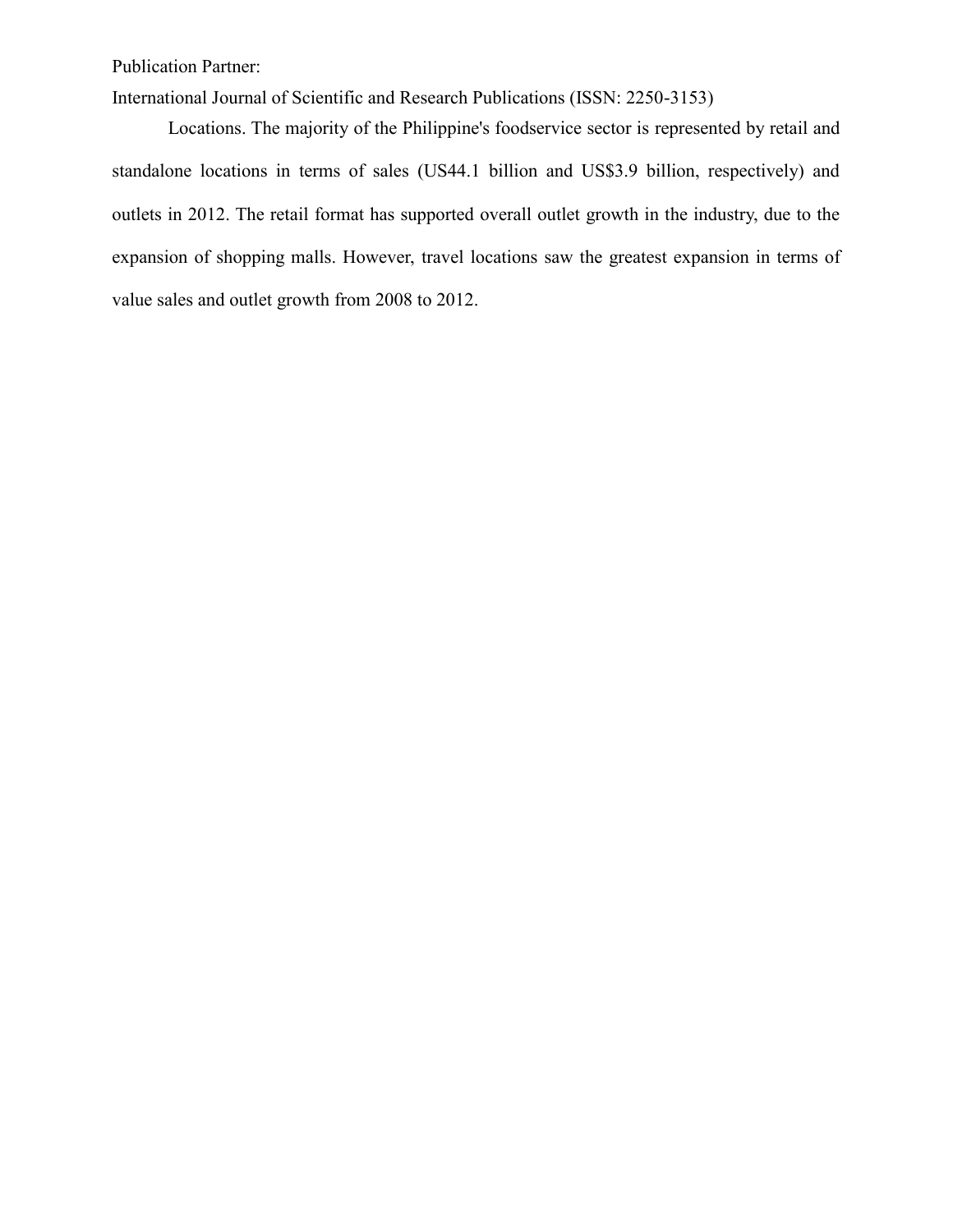Locations. The majority of the Philippine's foodservice sector is represented by retail and standalone locations in terms of sales (US44.1 billion and US$3.9 billion, respectively) and outlets in 2012. The retail format has supported overall outlet growth in the industry, due to the expansion of shopping malls. However, travel locations saw the greatest expansion in terms of value sales and outlet growth from 2008 to 2012.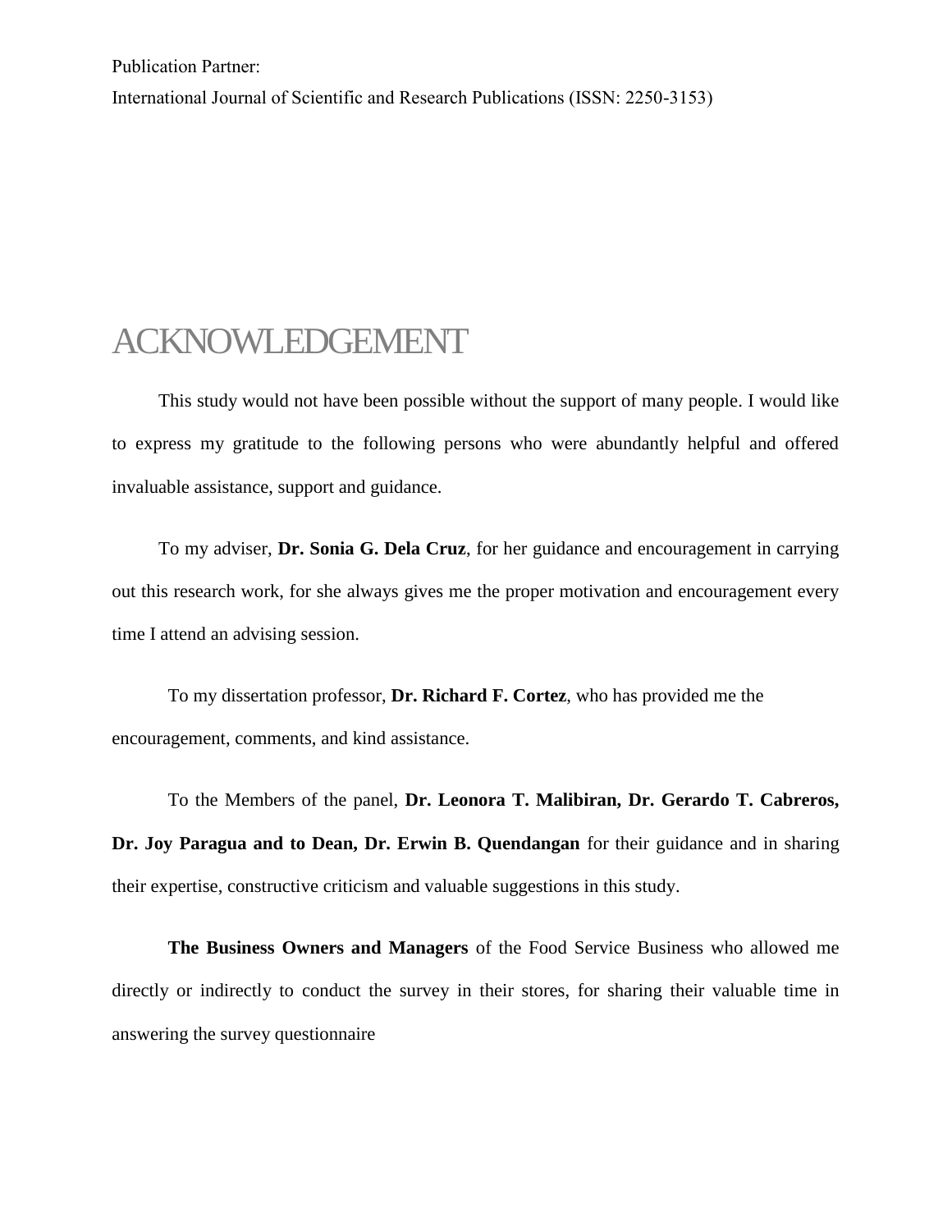Publication Partner:

International Journal of Scientific and Research Publications (ISSN: 2250-3153)

# ACKNOWLEDGEMENT

This study would not have been possible without the support of many people. I would like to express my gratitude to the following persons who were abundantly helpful and offered invaluable assistance, support and guidance.

To my adviser, **Dr. Sonia G. Dela Cruz**, for her guidance and encouragement in carrying out this research work, for she always gives me the proper motivation and encouragement every time I attend an advising session.

To my dissertation professor, **Dr. Richard F. Cortez**, who has provided me the encouragement, comments, and kind assistance.

To the Members of the panel, **Dr. Leonora T. Malibiran, Dr. Gerardo T. Cabreros, Dr. Joy Paragua and to Dean, Dr. Erwin B. Quendangan** for their guidance and in sharing their expertise, constructive criticism and valuable suggestions in this study.

**The Business Owners and Managers** of the Food Service Business who allowed me directly or indirectly to conduct the survey in their stores, for sharing their valuable time in answering the survey questionnaire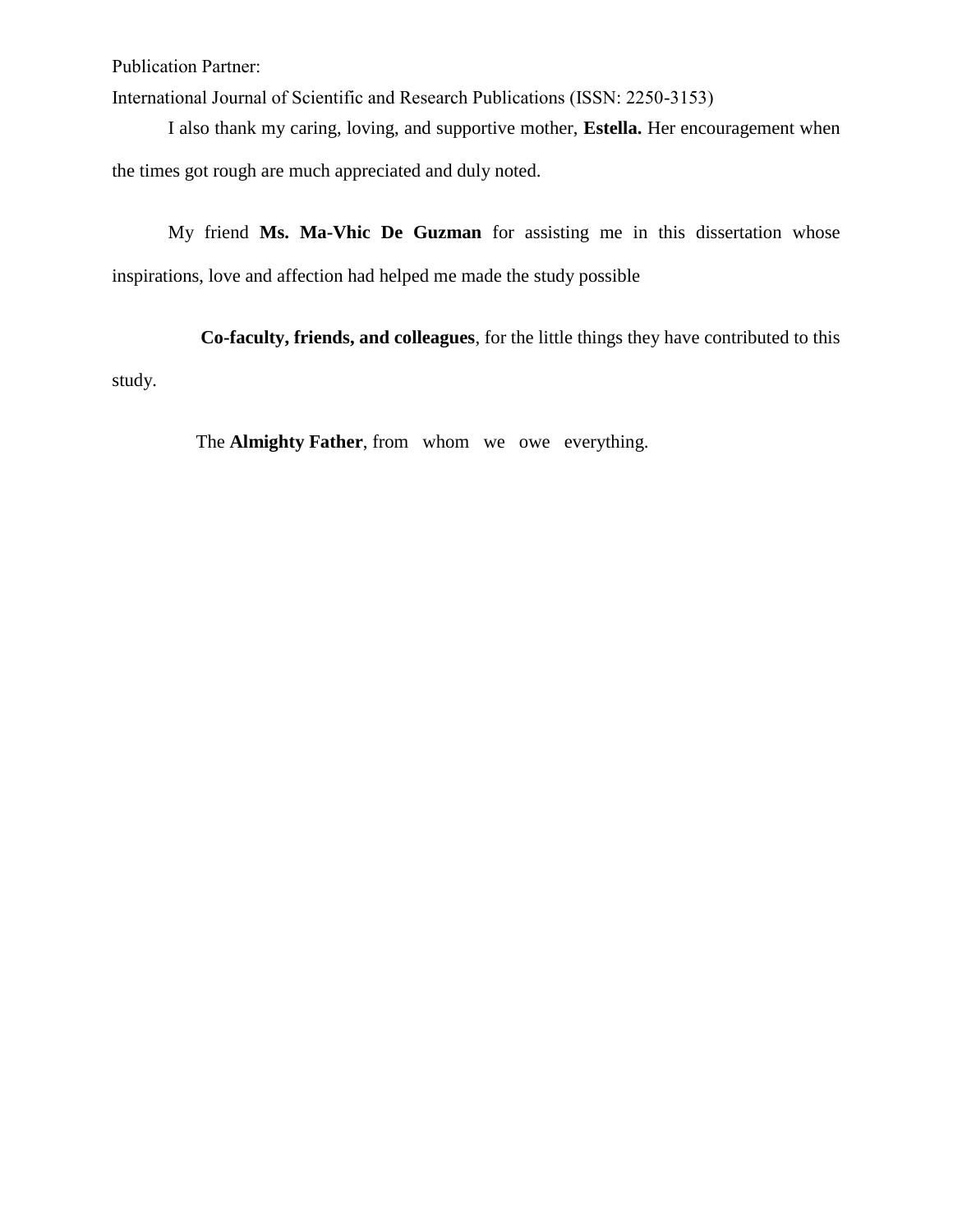I also thank my caring, loving, and supportive mother, **Estella.** Her encouragement when the times got rough are much appreciated and duly noted.

My friend **Ms. Ma-Vhic De Guzman** for assisting me in this dissertation whose inspirations, love and affection had helped me made the study possible

**Co-faculty, friends, and colleagues**, for the little things they have contributed to this study.

The **Almighty Father**, from whom we owe everything.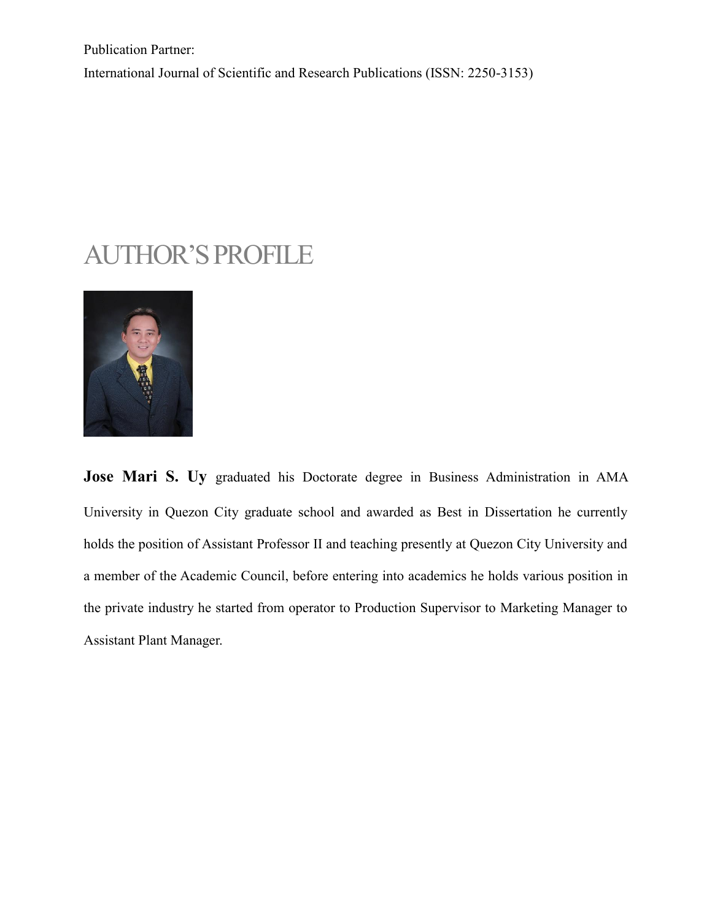Publication Partner:

International Journal of Scientific and Research Publications (ISSN: 2250-3153)

# AUTHOR'S PROFILE

**Jose Mari S. Uy** graduated his Doctorate degree in Business Administration in AMA University in Quezon City graduate school and awarded as Best in Dissertation he currently holds the position of Assistant Professor II and teaching presently at Quezon City University and a member of the Academic Council, before entering into academics he holds various position in the private industry he started from operator to Production Supervisor to Marketing Manager to Assistant Plant Manager.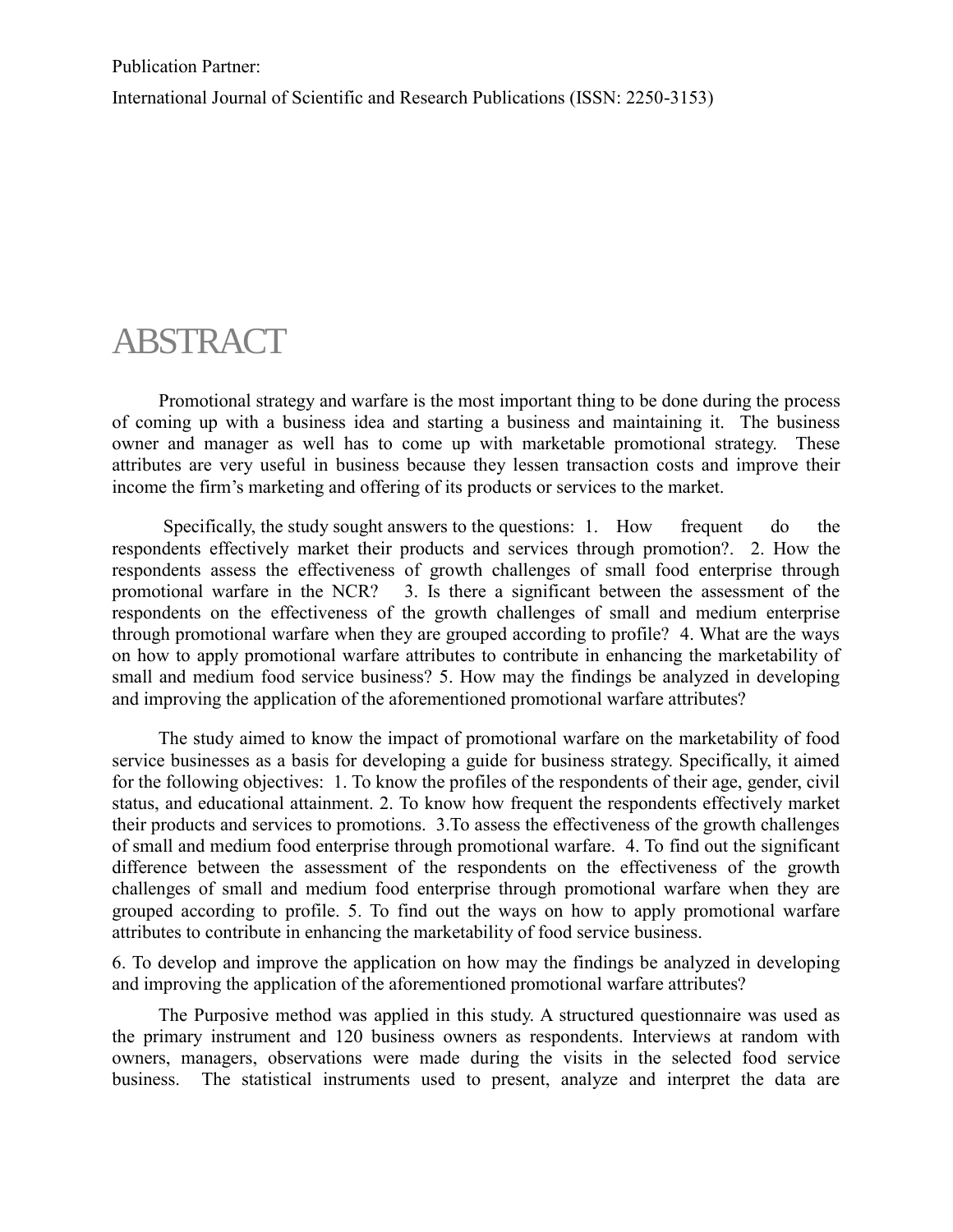Publication Partner:

International Journal of Scientific and Research Publications (ISSN: 2250-3153)

# ABSTRACT

Promotional strategy and warfare is the most important thing to be done during the process of coming up with a business idea and starting a business and maintaining it. The business owner and manager as well has to come up with marketable promotional strategy. These attributes are very useful in business because they lessen transaction costs and improve their income the firm's marketing and offering of its products or services to the market.

Specifically, the study sought answers to the questions: 1. How frequent do the respondents effectively market their products and services through promotion?. 2. How the respondents assess the effectiveness of growth challenges of small food enterprise through promotional warfare in the NCR? 3. Is there a significant between the assessment of the respondents on the effectiveness of the growth challenges of small and medium enterprise through promotional warfare when they are grouped according to profile? 4. What are the ways on how to apply promotional warfare attributes to contribute in enhancing the marketability of small and medium food service business? 5. How may the findings be analyzed in developing and improving the application of the aforementioned promotional warfare attributes?

The study aimed to know the impact of promotional warfare on the marketability of food service businesses as a basis for developing a guide for business strategy. Specifically, it aimed for the following objectives: 1. To know the profiles of the respondents of their age, gender, civil status, and educational attainment. 2. To know how frequent the respondents effectively market their products and services to promotions. 3.To assess the effectiveness of the growth challenges of small and medium food enterprise through promotional warfare. 4. To find out the significant difference between the assessment of the respondents on the effectiveness of the growth challenges of small and medium food enterprise through promotional warfare when they are grouped according to profile. 5. To find out the ways on how to apply promotional warfare attributes to contribute in enhancing the marketability of food service business.

6. To develop and improve the application on how may the findings be analyzed in developing and improving the application of the aforementioned promotional warfare attributes?

The Purposive method was applied in this study. A structured questionnaire was used as the primary instrument and 120 business owners as respondents. Interviews at random with owners, managers, observations were made during the visits in the selected food service business. The statistical instruments used to present, analyze and interpret the data are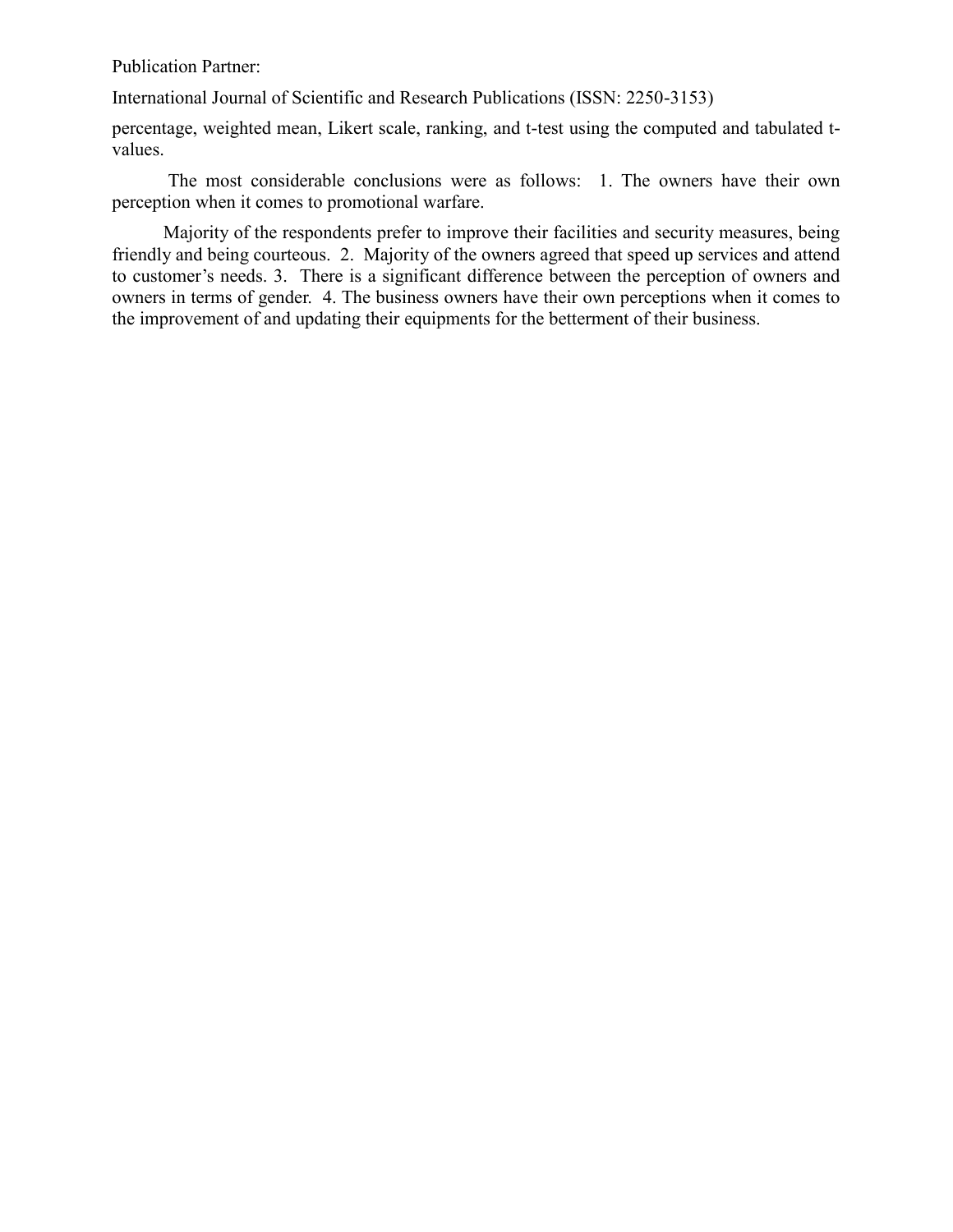Publication Partner:

International Journal of Scientific and Research Publications (ISSN: 2250-3153)

percentage, weighted mean, Likert scale, ranking, and t-test using the computed and tabulated t-values.

The most considerable conclusions were as follows: 1. The owners have their own perception when it comes to promotional warfare.

Majority of the respondents prefer to improve their facilities and security measures, being friendly and being courteous. 2. Majority of the owners agreed that speed up services and attend to customer's needs. 3. There is a significant difference between the perception of owners and owners in terms of gender. 4. The business owners have their own perceptions when it comes to the improvement of and updating their equipments for the betterment of their business.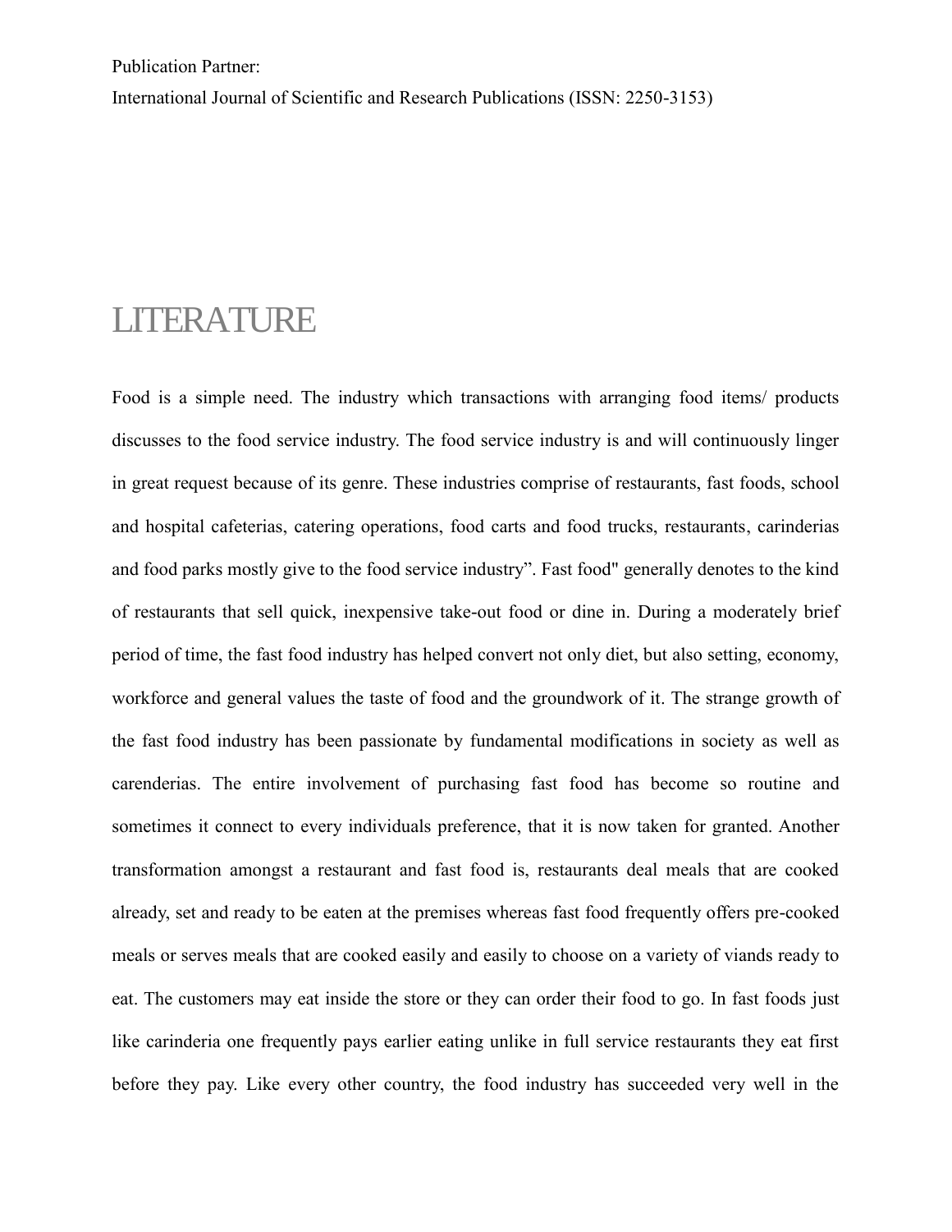Publication Partner:

International Journal of Scientific and Research Publications (ISSN: 2250-3153)

# LITERATURE

Food is a simple need. The industry which transactions with arranging food items/ products discusses to the food service industry. The food service industry is and will continuously linger in great request because of its genre. These industries comprise of restaurants, fast foods, school and hospital cafeterias, catering operations, food carts and food trucks, restaurants, carinderias and food parks mostly give to the food service industry". Fast food" generally denotes to the kind of restaurants that sell quick, inexpensive take-out food or dine in. During a moderately brief period of time, the fast food industry has helped convert not only diet, but also setting, economy, workforce and general values the taste of food and the groundwork of it. The strange growth of the fast food industry has been passionate by fundamental modifications in society as well as carenderias. The entire involvement of purchasing fast food has become so routine and sometimes it connect to every individuals preference, that it is now taken for granted. Another transformation amongst a restaurant and fast food is, restaurants deal meals that are cooked already, set and ready to be eaten at the premises whereas fast food frequently offers pre-cooked meals or serves meals that are cooked easily and easily to choose on a variety of viands ready to eat. The customers may eat inside the store or they can order their food to go. In fast foods just like carinderia one frequently pays earlier eating unlike in full service restaurants they eat first before they pay. Like every other country, the food industry has succeeded very well in the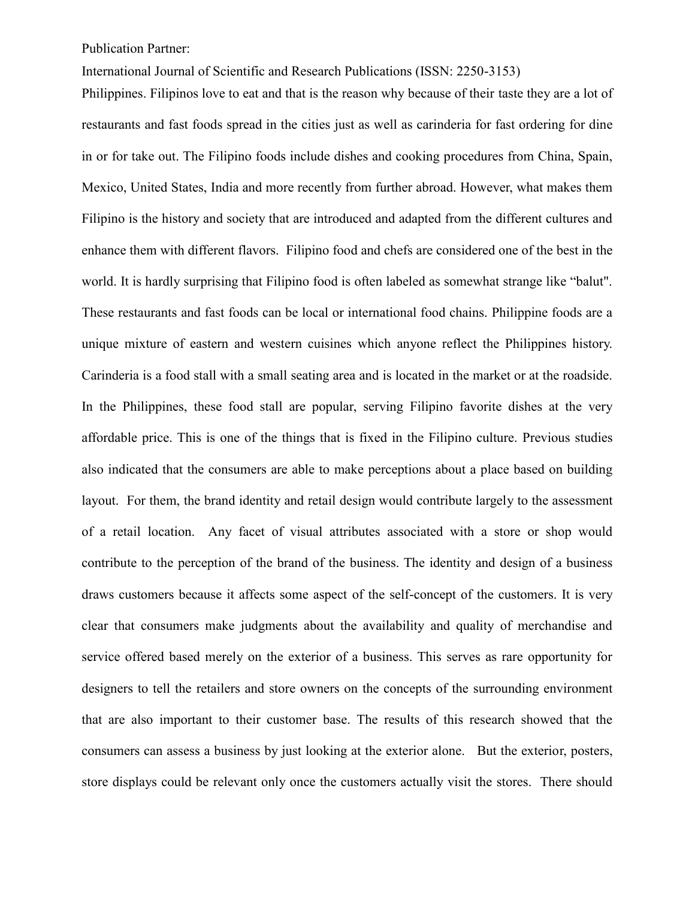Philippines. Filipinos love to eat and that is the reason why because of their taste they are a lot of restaurants and fast foods spread in the cities just as well as carinderia for fast ordering for dine in or for take out. The Filipino foods include dishes and cooking procedures from China, Spain, Mexico, United States, India and more recently from further abroad. However, what makes them Filipino is the history and society that are introduced and adapted from the different cultures and enhance them with different flavors. Filipino food and chefs are considered one of the best in the world. It is hardly surprising that Filipino food is often labeled as somewhat strange like "balut". These restaurants and fast foods can be local or international food chains. Philippine foods are a unique mixture of eastern and western cuisines which anyone reflect the Philippines history. Carinderia is a food stall with a small seating area and is located in the market or at the roadside. In the Philippines, these food stall are popular, serving Filipino favorite dishes at the very affordable price. This is one of the things that is fixed in the Filipino culture. Previous studies also indicated that the consumers are able to make perceptions about a place based on building layout. For them, the brand identity and retail design would contribute largely to the assessment of a retail location. Any facet of visual attributes associated with a store or shop would contribute to the perception of the brand of the business. The identity and design of a business draws customers because it affects some aspect of the self-concept of the customers. It is very clear that consumers make judgments about the availability and quality of merchandise and service offered based merely on the exterior of a business. This serves as rare opportunity for designers to tell the retailers and store owners on the concepts of the surrounding environment that are also important to their customer base. The results of this research showed that the consumers can assess a business by just looking at the exterior alone. But the exterior, posters, store displays could be relevant only once the customers actually visit the stores. There should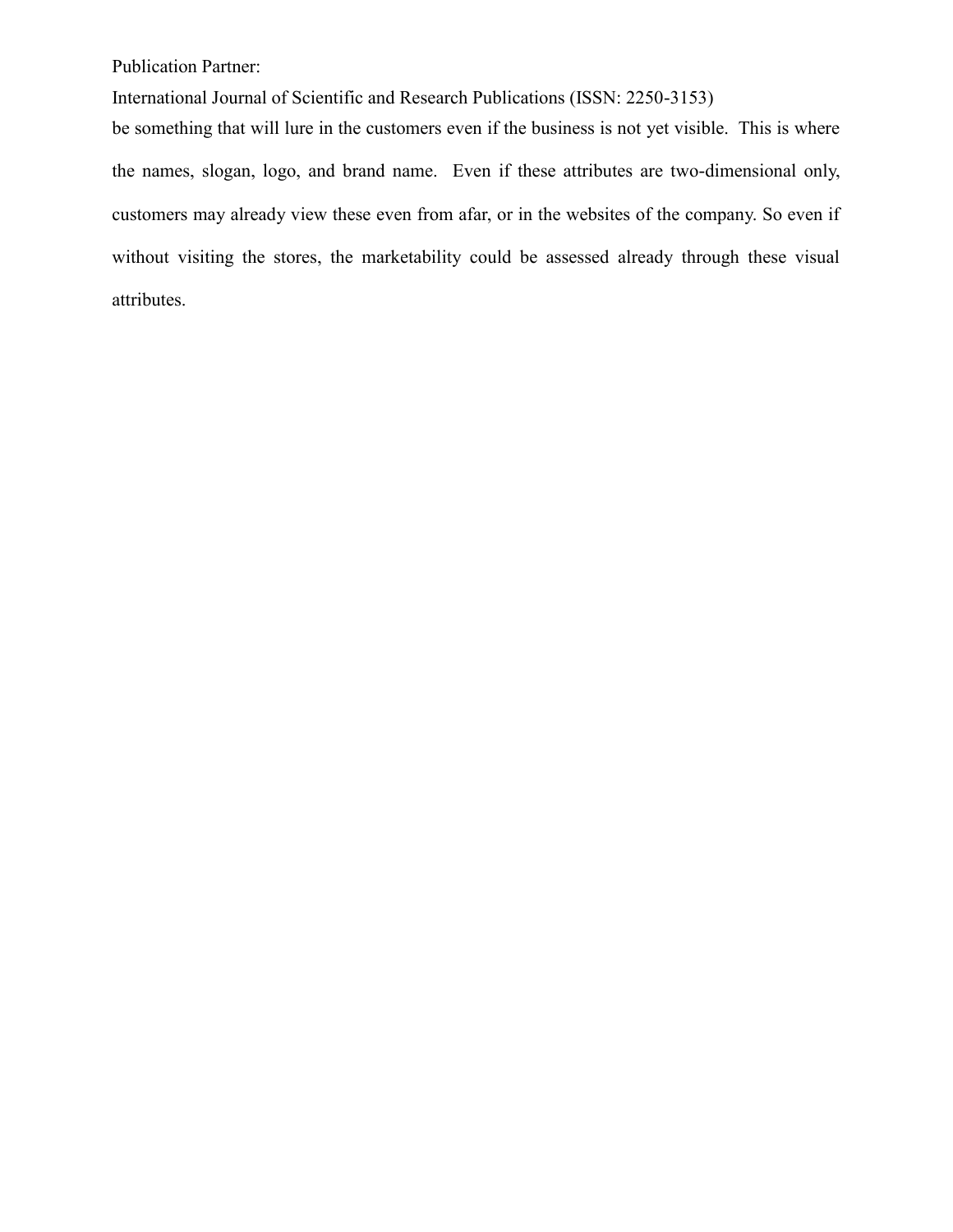be something that will lure in the customers even if the business is not yet visible. This is where the names, slogan, logo, and brand name. Even if these attributes are two-dimensional only, customers may already view these even from afar, or in the websites of the company. So even if without visiting the stores, the marketability could be assessed already through these visual attributes.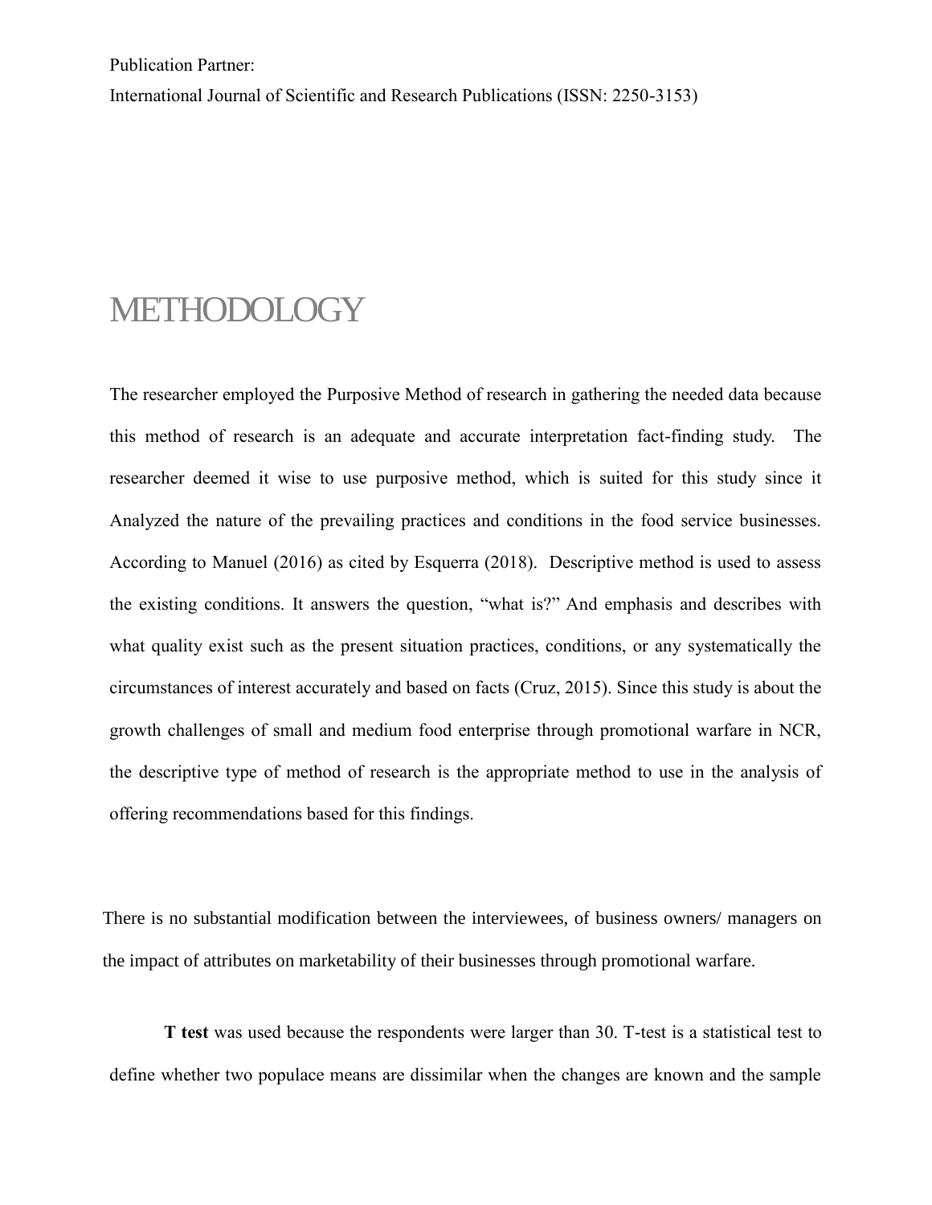Publication Partner:

International Journal of Scientific and Research Publications (ISSN: 2250-3153)

# METHODOLOGY

The researcher employed the Purposive Method of research in gathering the needed data because this method of research is an adequate and accurate interpretation fact-finding study. The researcher deemed it wise to use purposive method, which is suited for this study since it Analyzed the nature of the prevailing practices and conditions in the food service businesses. According to Manuel (2016) as cited by Esquerra (2018). Descriptive method is used to assess the existing conditions. It answers the question, "what is?" And emphasis and describes with what quality exist such as the present situation practices, conditions, or any systematically the circumstances of interest accurately and based on facts (Cruz, 2015). Since this study is about the growth challenges of small and medium food enterprise through promotional warfare in NCR, the descriptive type of method of research is the appropriate method to use in the analysis of offering recommendations based for this findings.

There is no substantial modification between the interviewees, of business owners/ managers on the impact of attributes on marketability of their businesses through promotional warfare.

**T test** was used because the respondents were larger than 30. T-test is a statistical test to define whether two populace means are dissimilar when the changes are known and the sample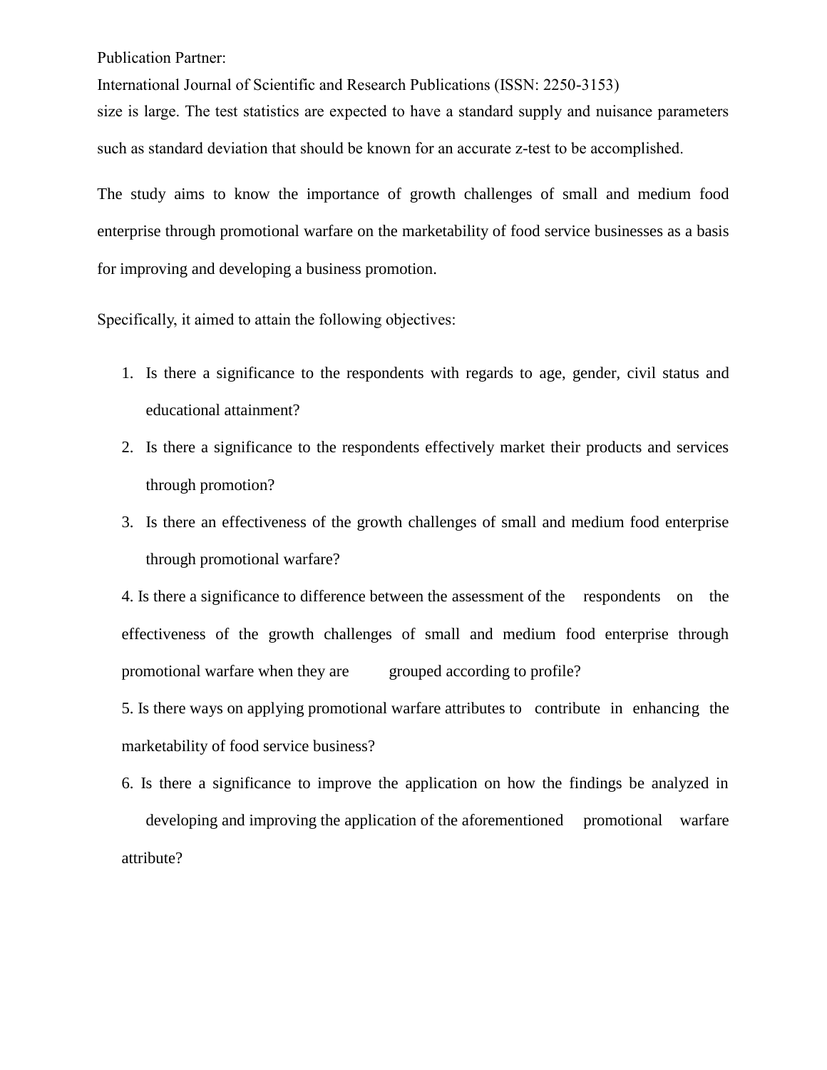size is large. The test statistics are expected to have a standard supply and nuisance parameters such as standard deviation that should be known for an accurate z-test to be accomplished.

The study aims to know the importance of growth challenges of small and medium food enterprise through promotional warfare on the marketability of food service businesses as a basis for improving and developing a business promotion.

Specifically, it aimed to attain the following objectives:

1. Is there a significance to the respondents with regards to age, gender, civil status and educational attainment?
2. Is there a significance to the respondents effectively market their products and services through promotion?
3. Is there an effectiveness of the growth challenges of small and medium food enterprise through promotional warfare?
4. Is there a significance to difference between the assessment of the respondents on the effectiveness of the growth challenges of small and medium food enterprise through promotional warfare when they are grouped according to profile?
5. Is there ways on applying promotional warfare attributes to contribute in enhancing the marketability of food service business?
6. Is there a significance to improve the application on how the findings be analyzed in developing and improving the application of the aforementioned promotional warfare attribute?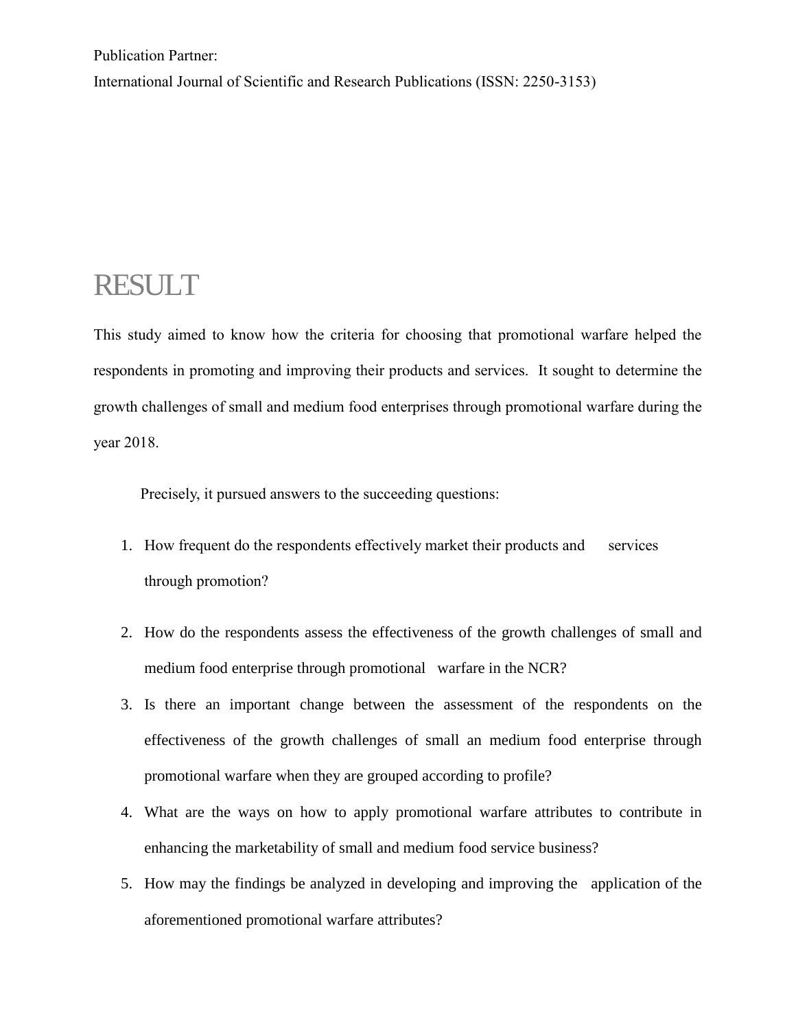Publication Partner:

International Journal of Scientific and Research Publications (ISSN: 2250-3153)

# RESULT

This study aimed to know how the criteria for choosing that promotional warfare helped the respondents in promoting and improving their products and services. It sought to determine the growth challenges of small and medium food enterprises through promotional warfare during the year 2018.

Precisely, it pursued answers to the succeeding questions:

1. How frequent do the respondents effectively market their products and services through promotion?
2. How do the respondents assess the effectiveness of the growth challenges of small and medium food enterprise through promotional warfare in the NCR?
3. Is there an important change between the assessment of the respondents on the effectiveness of the growth challenges of small an medium food enterprise through promotional warfare when they are grouped according to profile?
4. What are the ways on how to apply promotional warfare attributes to contribute in enhancing the marketability of small and medium food service business?
5. How may the findings be analyzed in developing and improving the application of the aforementioned promotional warfare attributes?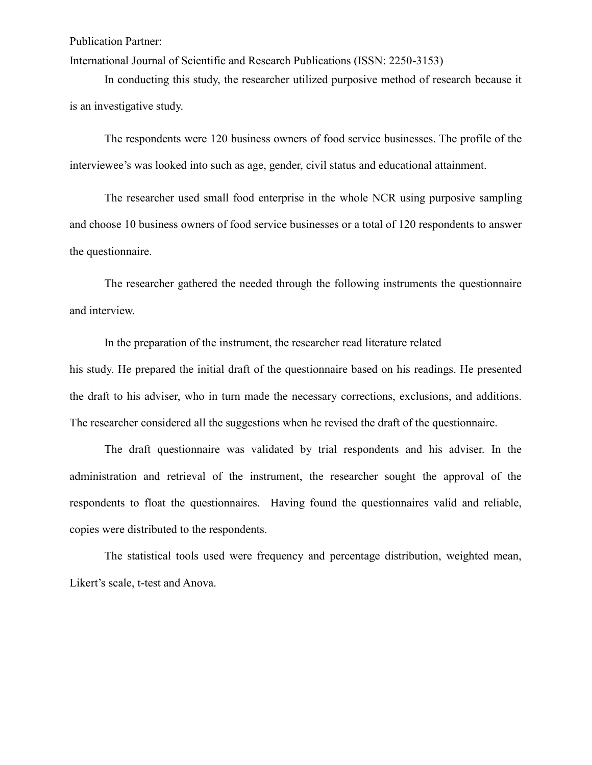Publication Partner:

International Journal of Scientific and Research Publications (ISSN: 2250-3153)

In conducting this study, the researcher utilized purposive method of research because it is an investigative study.

The respondents were 120 business owners of food service businesses. The profile of the interviewee's was looked into such as age, gender, civil status and educational attainment.

The researcher used small food enterprise in the whole NCR using purposive sampling and choose 10 business owners of food service businesses or a total of 120 respondents to answer the questionnaire.

The researcher gathered the needed through the following instruments the questionnaire and interview.

In the preparation of the instrument, the researcher read literature related his study. He prepared the initial draft of the questionnaire based on his readings. He presented the draft to his adviser, who in turn made the necessary corrections, exclusions, and additions. The researcher considered all the suggestions when he revised the draft of the questionnaire.

The draft questionnaire was validated by trial respondents and his adviser. In the administration and retrieval of the instrument, the researcher sought the approval of the respondents to float the questionnaires. Having found the questionnaires valid and reliable, copies were distributed to the respondents.

The statistical tools used were frequency and percentage distribution, weighted mean, Likert's scale, t-test and Anova.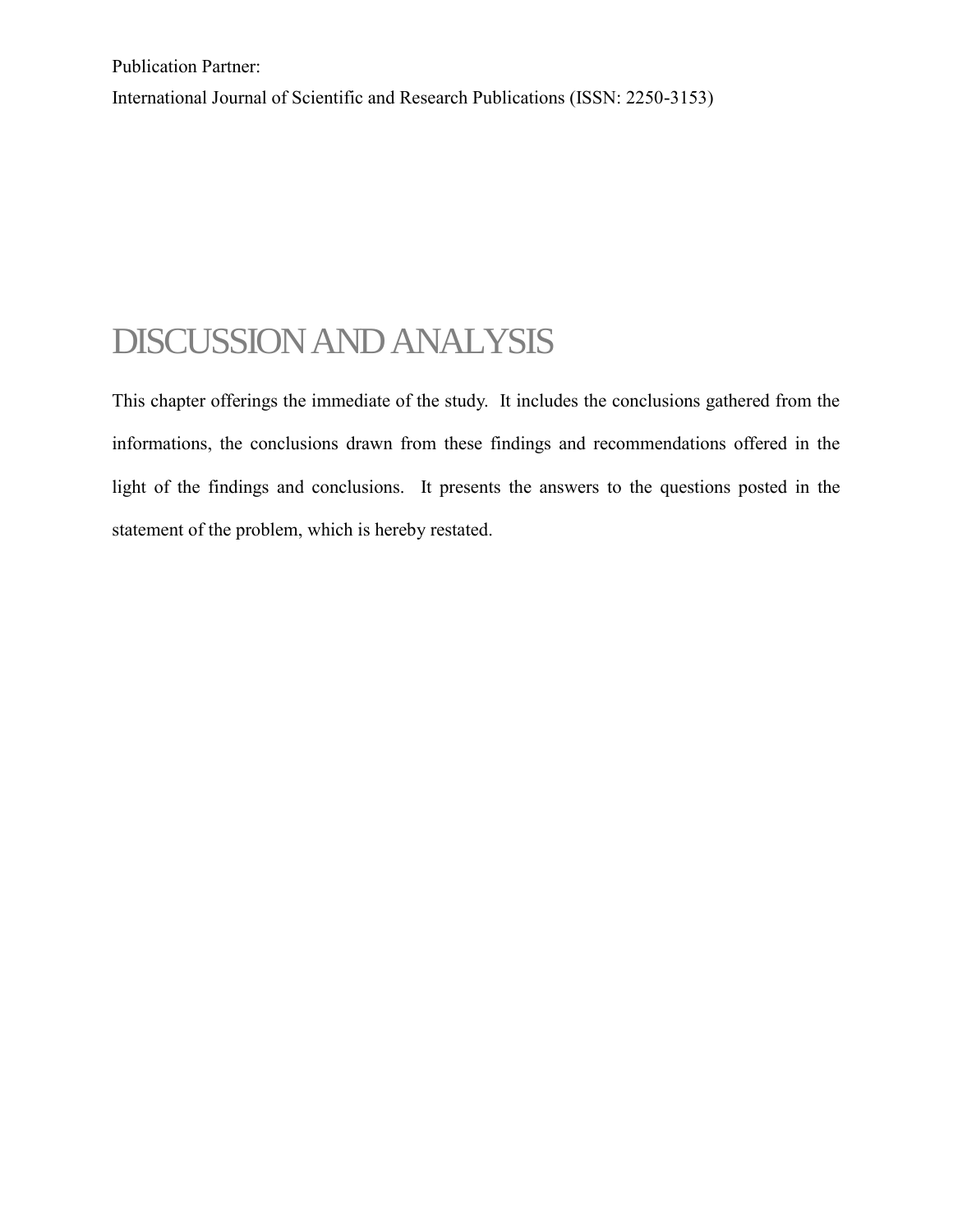Publication Partner:

International Journal of Scientific and Research Publications (ISSN: 2250-3153)

# DISCUSSION AND ANALYSIS

This chapter offerings the immediate of the study. It includes the conclusions gathered from the informations, the conclusions drawn from these findings and recommendations offered in the light of the findings and conclusions. It presents the answers to the questions posted in the statement of the problem, which is hereby restated.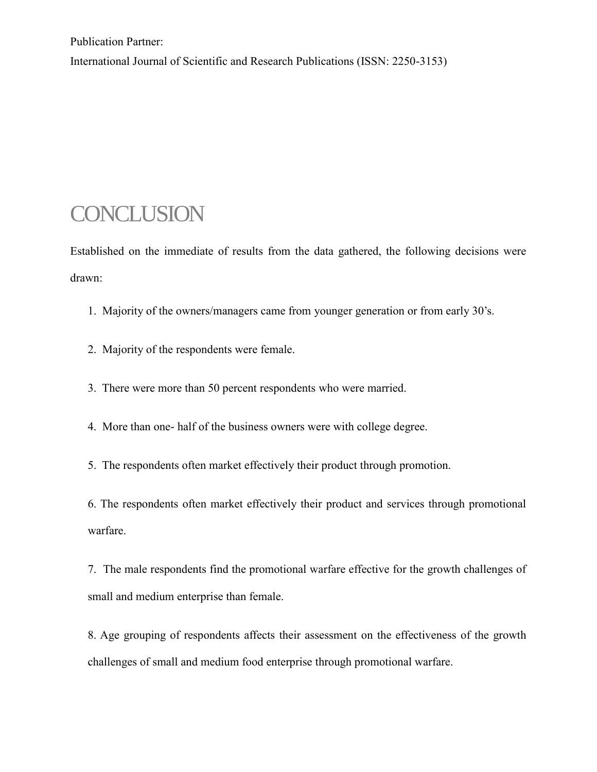Publication Partner:

International Journal of Scientific and Research Publications (ISSN: 2250-3153)

# CONCLUSION

Established on the immediate of results from the data gathered, the following decisions were drawn:

1. Majority of the owners/managers came from younger generation or from early 30's.
2. Majority of the respondents were female.
3. There were more than 50 percent respondents who were married.
4. More than one- half of the business owners were with college degree.
5. The respondents often market effectively their product through promotion.
6. The respondents often market effectively their product and services through promotional warfare.
7. The male respondents find the promotional warfare effective for the growth challenges of small and medium enterprise than female.
8. Age grouping of respondents affects their assessment on the effectiveness of the growth challenges of small and medium food enterprise through promotional warfare.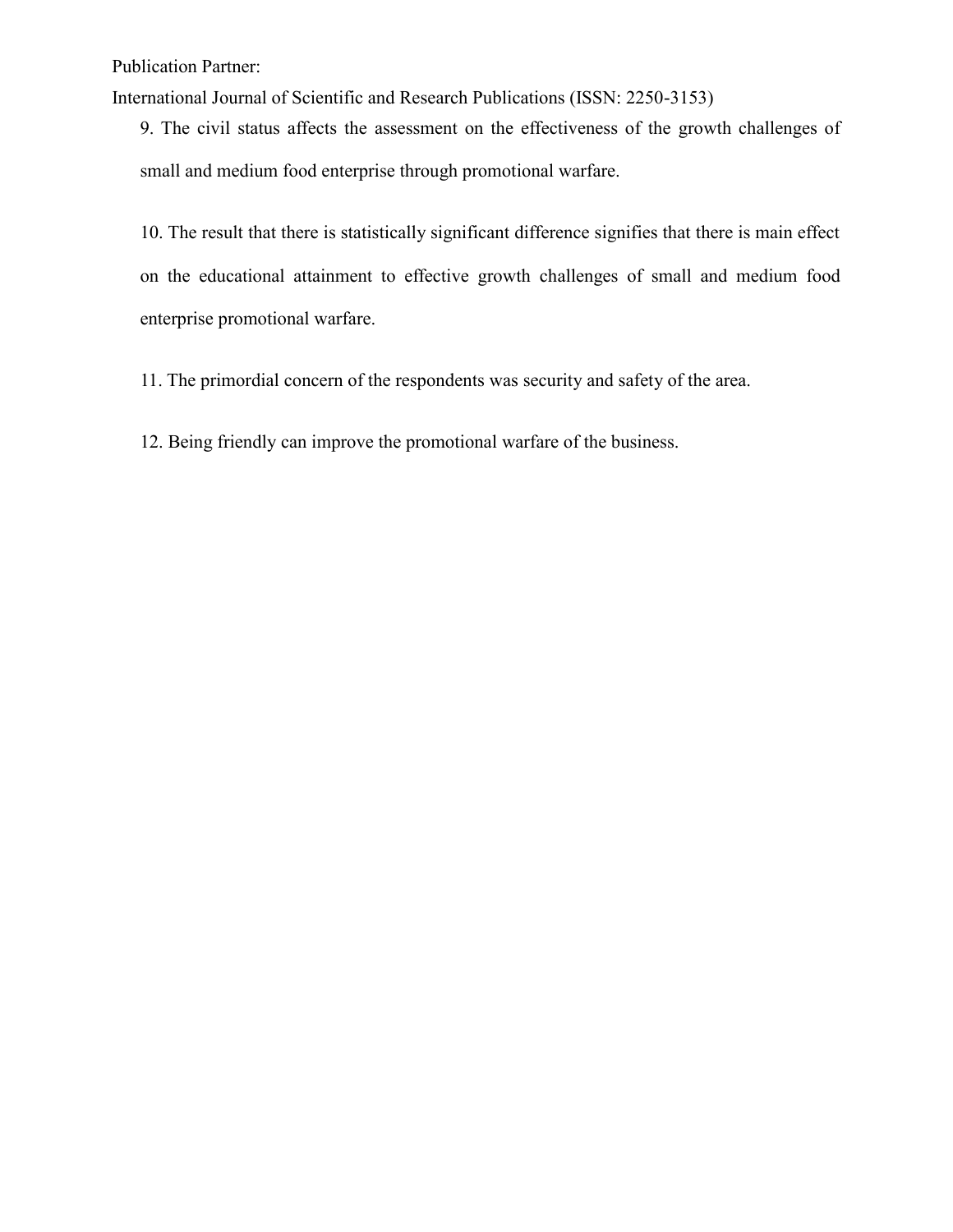9. The civil status affects the assessment on the effectiveness of the growth challenges of small and medium food enterprise through promotional warfare.

10. The result that there is statistically significant difference signifies that there is main effect on the educational attainment to effective growth challenges of small and medium food enterprise promotional warfare.

11. The primordial concern of the respondents was security and safety of the area.

12. Being friendly can improve the promotional warfare of the business.